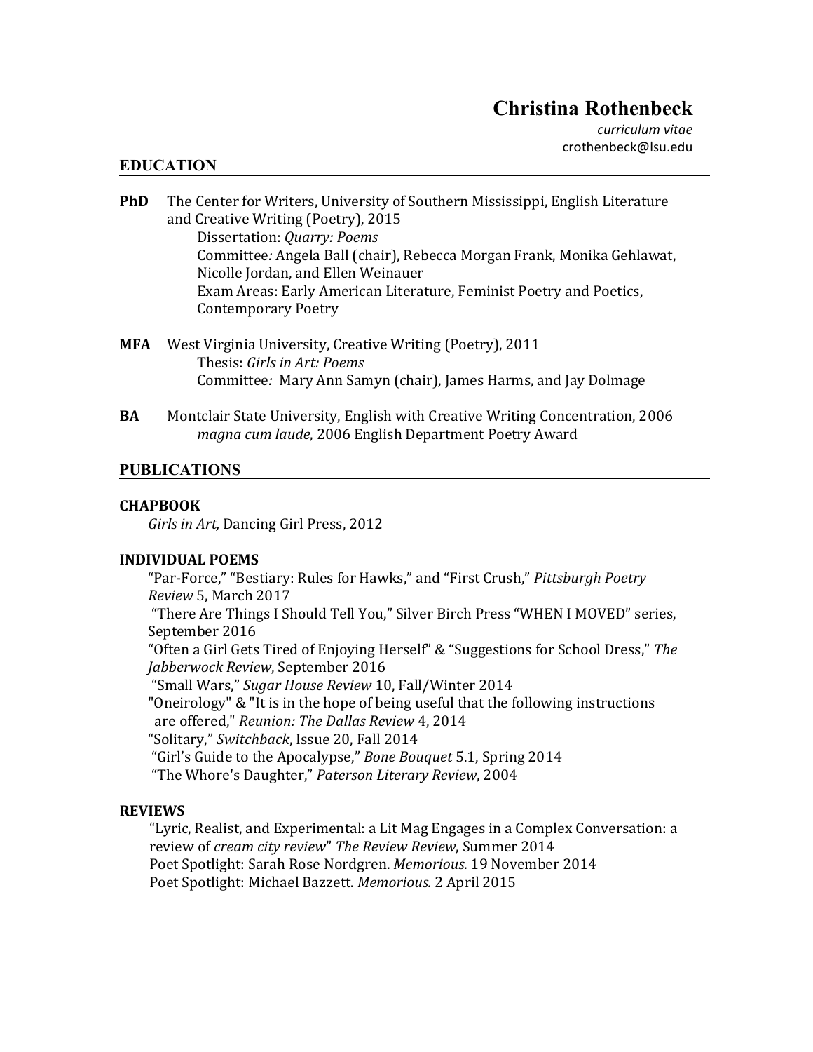# Christina Rothenbeck

*curriculum vitae*
crothenbeck@lsu.edu

## EDUCATION

**PhD** The Center for Writers, University of Southern Mississippi, English Literature and Creative Writing (Poetry), 2015
Dissertation: *Quarry: Poems*
Committee*:* Angela Ball (chair), Rebecca Morgan Frank, Monika Gehlawat, Nicolle Jordan, and Ellen Weinauer
Exam Areas: Early American Literature, Feminist Poetry and Poetics, Contemporary Poetry

**MFA** West Virginia University, Creative Writing (Poetry), 2011
Thesis: *Girls in Art: Poems*
Committee*:* Mary Ann Samyn (chair), James Harms, and Jay Dolmage

**BA** Montclair State University, English with Creative Writing Concentration, 2006
*magna cum laude*, 2006 English Department Poetry Award

## PUBLICATIONS

### CHAPBOOK

*Girls in Art,* Dancing Girl Press, 2012

### INDIVIDUAL POEMS

"Par-Force," "Bestiary: Rules for Hawks," and "First Crush," *Pittsburgh Poetry Review* 5, March 2017
"There Are Things I Should Tell You," Silver Birch Press "WHEN I MOVED" series, September 2016
"Often a Girl Gets Tired of Enjoying Herself" & "Suggestions for School Dress," *The Jabberwock Review*, September 2016
"Small Wars," *Sugar House Review* 10, Fall/Winter 2014
"Oneirology" & "It is in the hope of being useful that the following instructions are offered," *Reunion: The Dallas Review* 4, 2014
"Solitary," *Switchback*, Issue 20, Fall 2014
"Girl's Guide to the Apocalypse," *Bone Bouquet* 5.1, Spring 2014
"The Whore's Daughter," *Paterson Literary Review*, 2004

### REVIEWS

"Lyric, Realist, and Experimental: a Lit Mag Engages in a Complex Conversation: a review of *cream city review*" *The Review Review*, Summer 2014
Poet Spotlight: Sarah Rose Nordgren. *Memorious*. 19 November 2014
Poet Spotlight: Michael Bazzett. *Memorious.* 2 April 2015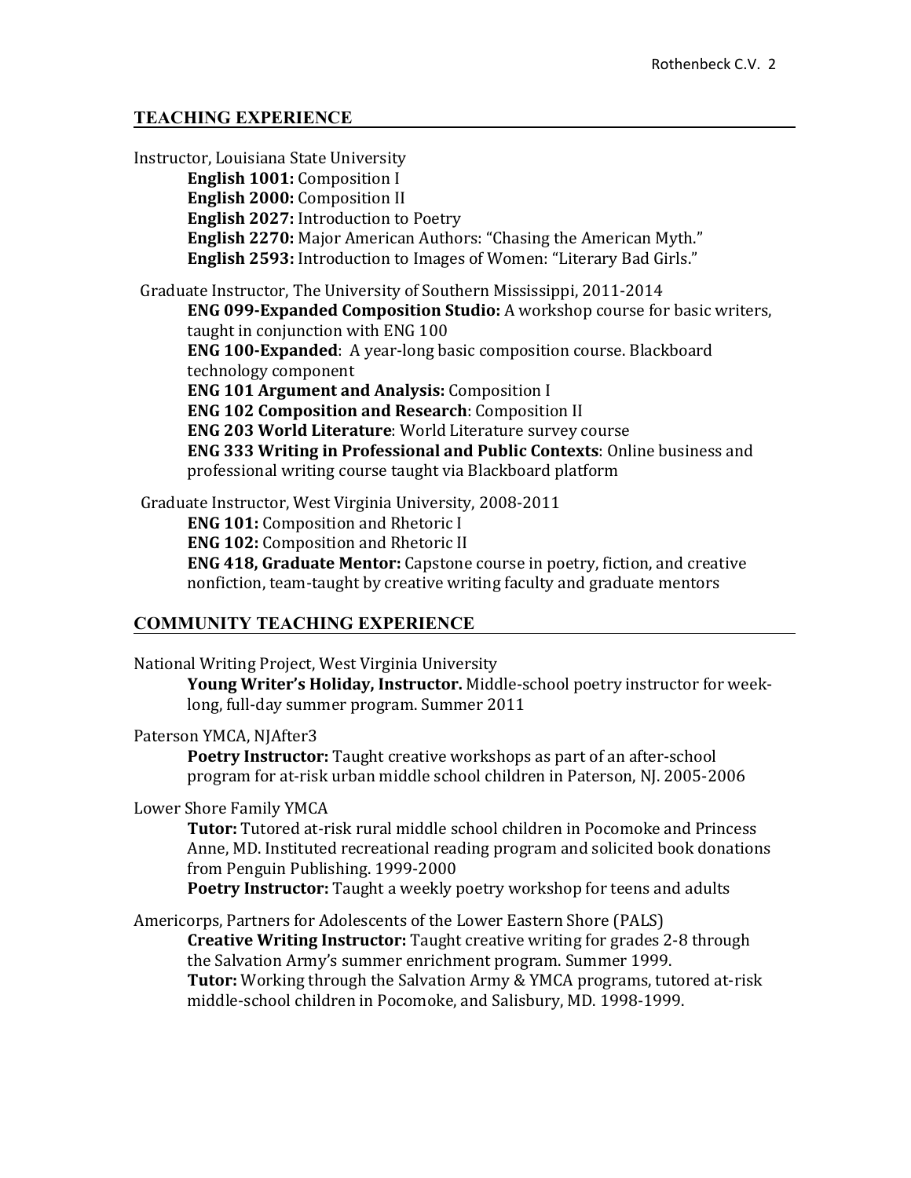## TEACHING EXPERIENCE

Instructor, Louisiana State University

- **English 1001:** Composition I
- **English 2000:** Composition II
- **English 2027:** Introduction to Poetry
- **English 2270:** Major American Authors: "Chasing the American Myth."
- **English 2593:** Introduction to Images of Women: "Literary Bad Girls."

Graduate Instructor, The University of Southern Mississippi, 2011-2014

- **ENG 099-Expanded Composition Studio:** A workshop course for basic writers, taught in conjunction with ENG 100
- **ENG 100-Expanded**: A year-long basic composition course. Blackboard technology component
- **ENG 101 Argument and Analysis:** Composition I
- **ENG 102 Composition and Research**: Composition II
- **ENG 203 World Literature**: World Literature survey course
- **ENG 333 Writing in Professional and Public Contexts**: Online business and professional writing course taught via Blackboard platform

Graduate Instructor, West Virginia University, 2008-2011

- **ENG 101:** Composition and Rhetoric I
- **ENG 102:** Composition and Rhetoric II
- **ENG 418, Graduate Mentor:** Capstone course in poetry, fiction, and creative nonfiction, team-taught by creative writing faculty and graduate mentors

## COMMUNITY TEACHING EXPERIENCE

National Writing Project, West Virginia University

- **Young Writer's Holiday, Instructor.** Middle-school poetry instructor for week-long, full-day summer program. Summer 2011

Paterson YMCA, NJAfter3

- **Poetry Instructor:** Taught creative workshops as part of an after-school program for at-risk urban middle school children in Paterson, NJ. 2005-2006

Lower Shore Family YMCA

- **Tutor:** Tutored at-risk rural middle school children in Pocomoke and Princess Anne, MD. Instituted recreational reading program and solicited book donations from Penguin Publishing. 1999-2000
- **Poetry Instructor:** Taught a weekly poetry workshop for teens and adults

Americorps, Partners for Adolescents of the Lower Eastern Shore (PALS)

- **Creative Writing Instructor:** Taught creative writing for grades 2-8 through the Salvation Army's summer enrichment program. Summer 1999.
- **Tutor:** Working through the Salvation Army & YMCA programs, tutored at-risk middle-school children in Pocomoke, and Salisbury, MD. 1998-1999.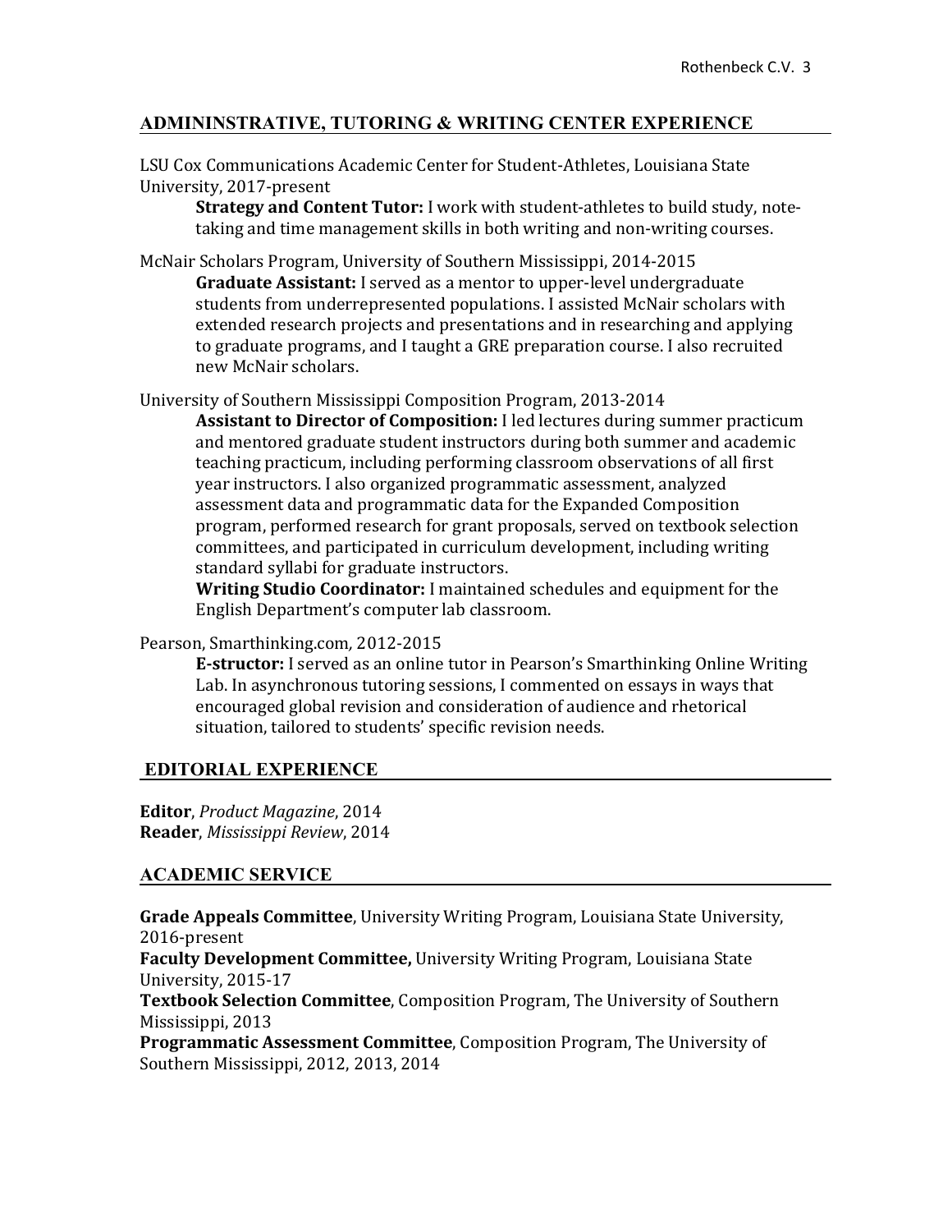## ADMININSTRATIVE, TUTORING & WRITING CENTER EXPERIENCE

LSU Cox Communications Academic Center for Student-Athletes, Louisiana State University, 2017-present

**Strategy and Content Tutor:** I work with student-athletes to build study, note-taking and time management skills in both writing and non-writing courses.

McNair Scholars Program, University of Southern Mississippi, 2014-2015

**Graduate Assistant:** I served as a mentor to upper-level undergraduate students from underrepresented populations. I assisted McNair scholars with extended research projects and presentations and in researching and applying to graduate programs, and I taught a GRE preparation course. I also recruited new McNair scholars.

University of Southern Mississippi Composition Program, 2013-2014

**Assistant to Director of Composition:** I led lectures during summer practicum and mentored graduate student instructors during both summer and academic teaching practicum, including performing classroom observations of all first year instructors. I also organized programmatic assessment, analyzed assessment data and programmatic data for the Expanded Composition program, performed research for grant proposals, served on textbook selection committees, and participated in curriculum development, including writing standard syllabi for graduate instructors.

**Writing Studio Coordinator:** I maintained schedules and equipment for the English Department's computer lab classroom.

Pearson, Smarthinking.com*,* 2012-2015

**E-structor:** I served as an online tutor in Pearson's Smarthinking Online Writing Lab. In asynchronous tutoring sessions, I commented on essays in ways that encouraged global revision and consideration of audience and rhetorical situation, tailored to students' specific revision needs.

## EDITORIAL EXPERIENCE

**Editor**, *Product Magazine*, 2014
**Reader**, *Mississippi Review*, 2014

## ACADEMIC SERVICE

**Grade Appeals Committee**, University Writing Program, Louisiana State University, 2016-present
**Faculty Development Committee,** University Writing Program, Louisiana State University, 2015-17
**Textbook Selection Committee**, Composition Program, The University of Southern Mississippi, 2013
**Programmatic Assessment Committee**, Composition Program, The University of Southern Mississippi, 2012, 2013, 2014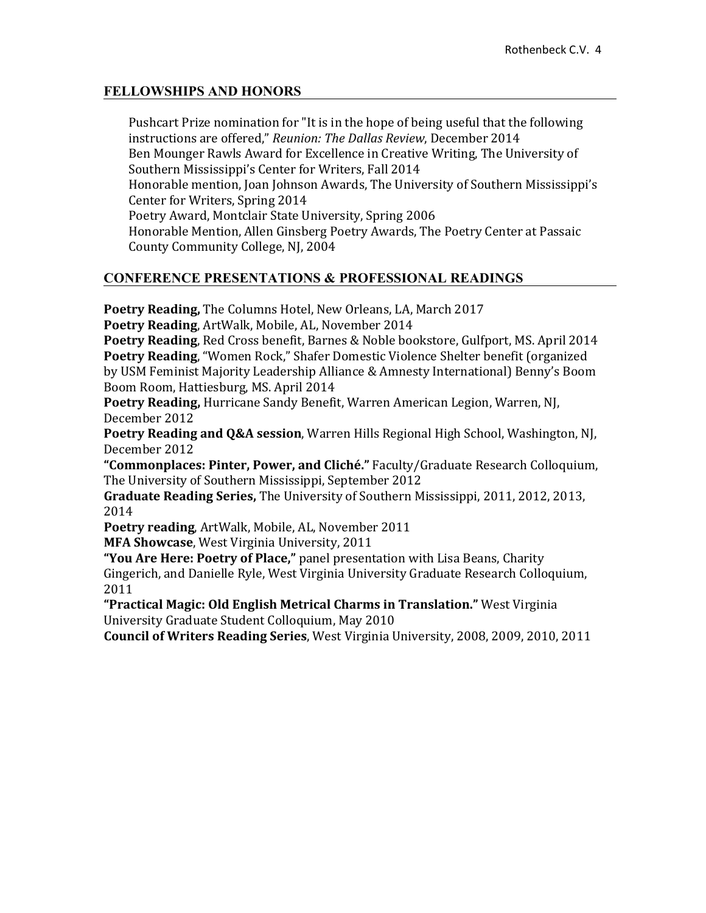## FELLOWSHIPS AND HONORS

Pushcart Prize nomination for "It is in the hope of being useful that the following instructions are offered," *Reunion: The Dallas Review*, December 2014
Ben Mounger Rawls Award for Excellence in Creative Writing, The University of Southern Mississippi's Center for Writers, Fall 2014
Honorable mention, Joan Johnson Awards, The University of Southern Mississippi's Center for Writers, Spring 2014
Poetry Award, Montclair State University, Spring 2006
Honorable Mention, Allen Ginsberg Poetry Awards, The Poetry Center at Passaic County Community College, NJ, 2004

## CONFERENCE PRESENTATIONS & PROFESSIONAL READINGS

**Poetry Reading,** The Columns Hotel, New Orleans, LA, March 2017
**Poetry Reading**, ArtWalk, Mobile, AL, November 2014
**Poetry Reading**, Red Cross benefit, Barnes & Noble bookstore, Gulfport, MS. April 2014
**Poetry Reading**, "Women Rock," Shafer Domestic Violence Shelter benefit (organized by USM Feminist Majority Leadership Alliance & Amnesty International) Benny's Boom Boom Room, Hattiesburg, MS. April 2014
**Poetry Reading,** Hurricane Sandy Benefit, Warren American Legion, Warren, NJ, December 2012
**Poetry Reading and Q&A session**, Warren Hills Regional High School, Washington, NJ, December 2012
**"Commonplaces: Pinter, Power, and Cliché."** Faculty/Graduate Research Colloquium, The University of Southern Mississippi, September 2012
**Graduate Reading Series,** The University of Southern Mississippi, 2011, 2012, 2013, 2014
**Poetry reading**, ArtWalk, Mobile, AL, November 2011
**MFA Showcase**, West Virginia University, 2011
**"You Are Here: Poetry of Place,"** panel presentation with Lisa Beans, Charity Gingerich, and Danielle Ryle, West Virginia University Graduate Research Colloquium, 2011
**"Practical Magic: Old English Metrical Charms in Translation."** West Virginia University Graduate Student Colloquium, May 2010
**Council of Writers Reading Series**, West Virginia University, 2008, 2009, 2010, 2011